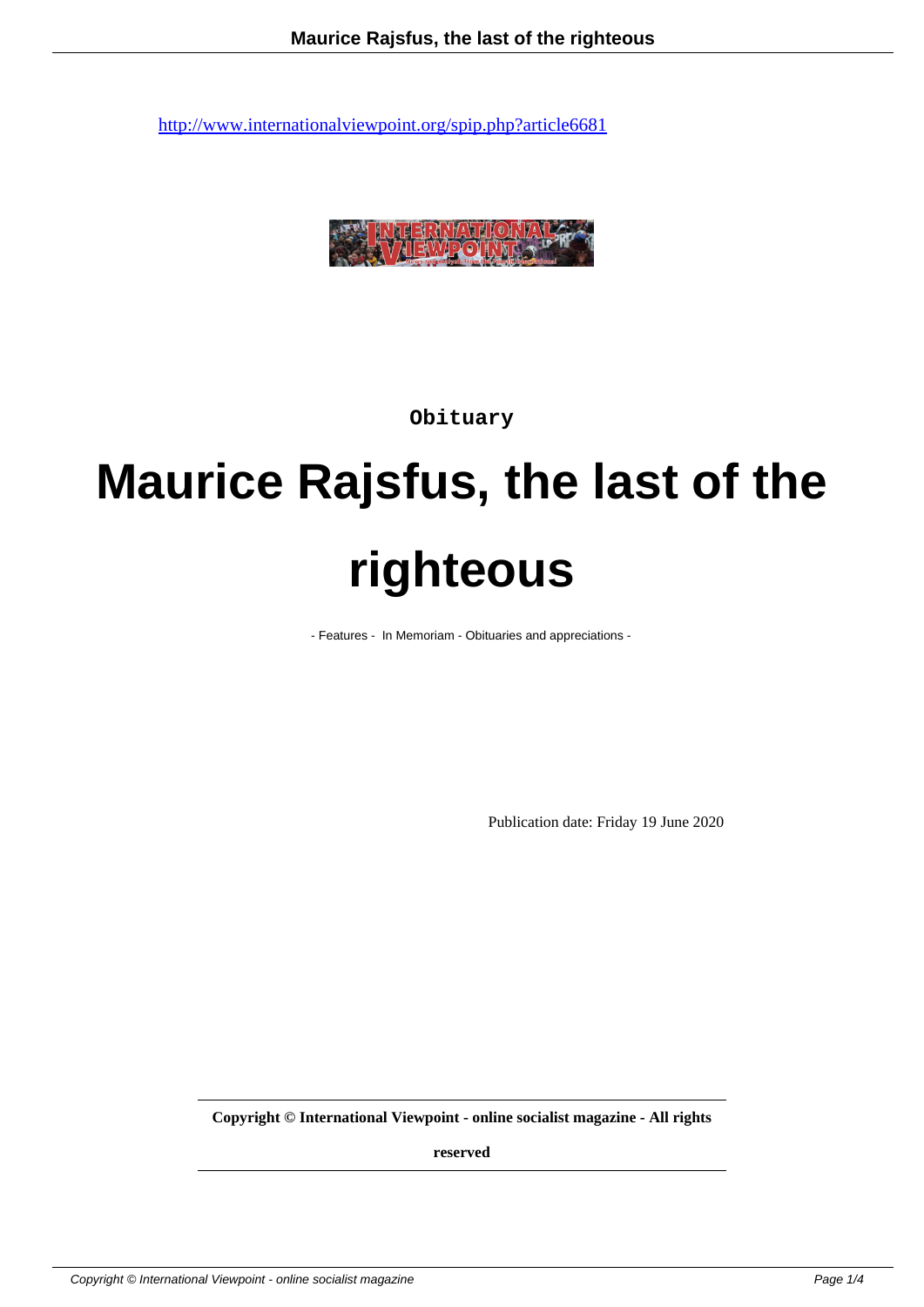http://www.internationalviewpoint.org/spip.php?article6681

Obituary

# Maurice Rajsfus, the last of the righteous

- Features - In Memoriam - Obituaries and appreciations -

Publication date: Friday 19 June 2020

**Copyright © International Viewpoint - online socialist magazine - All rights reserved**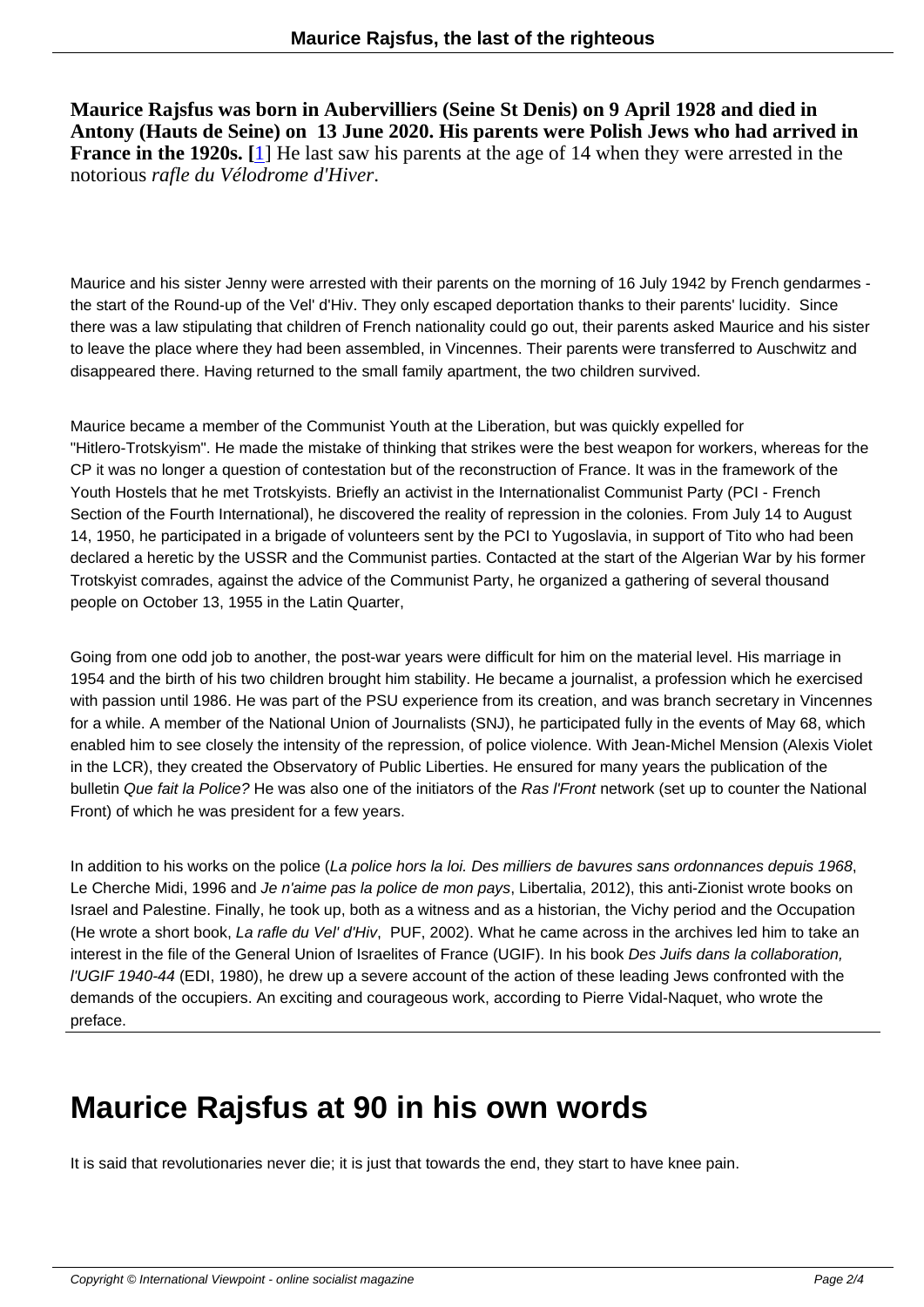**Maurice Rajsfus was born in Aubervilliers (Seine St Denis) on 9 April 1928 and died in Antony (Hauts de Seine) on 13 June 2020. His parents were Polish Jews who had arrived in France in the 1920s. [1]** He last saw his parents at the age of 14 when they were arrested in the notorious *rafle du Vélodrome d'Hiver*.

Maurice and his sister Jenny were arrested with their parents on the morning of 16 July 1942 by French gendarmes - the start of the Round-up of the Vel' d'Hiv. They only escaped deportation thanks to their parents' lucidity. Since there was a law stipulating that children of French nationality could go out, their parents asked Maurice and his sister to leave the place where they had been assembled, in Vincennes. Their parents were transferred to Auschwitz and disappeared there. Having returned to the small family apartment, the two children survived.

Maurice became a member of the Communist Youth at the Liberation, but was quickly expelled for "Hitlero-Trotskyism". He made the mistake of thinking that strikes were the best weapon for workers, whereas for the CP it was no longer a question of contestation but of the reconstruction of France. It was in the framework of the Youth Hostels that he met Trotskyists. Briefly an activist in the Internationalist Communist Party (PCI - French Section of the Fourth International), he discovered the reality of repression in the colonies. From July 14 to August 14, 1950, he participated in a brigade of volunteers sent by the PCI to Yugoslavia, in support of Tito who had been declared a heretic by the USSR and the Communist parties. Contacted at the start of the Algerian War by his former Trotskyist comrades, against the advice of the Communist Party, he organized a gathering of several thousand people on October 13, 1955 in the Latin Quarter,

Going from one odd job to another, the post-war years were difficult for him on the material level. His marriage in 1954 and the birth of his two children brought him stability. He became a journalist, a profession which he exercised with passion until 1986. He was part of the PSU experience from its creation, and was branch secretary in Vincennes for a while. A member of the National Union of Journalists (SNJ), he participated fully in the events of May 68, which enabled him to see closely the intensity of the repression, of police violence. With Jean-Michel Mension (Alexis Violet in the LCR), they created the Observatory of Public Liberties. He ensured for many years the publication of the bulletin *Que fait la Police?* He was also one of the initiators of the *Ras l'Front* network (set up to counter the National Front) of which he was president for a few years.

In addition to his works on the police (*La police hors la loi. Des milliers de bavures sans ordonnances depuis 1968*, Le Cherche Midi, 1996 and *Je n'aime pas la police de mon pays*, Libertalia, 2012), this anti-Zionist wrote books on Israel and Palestine. Finally, he took up, both as a witness and as a historian, the Vichy period and the Occupation (He wrote a short book, *La rafle du Vel' d'Hiv*, PUF, 2002). What he came across in the archives led him to take an interest in the file of the General Union of Israelites of France (UGIF). In his book *Des Juifs dans la collaboration, l'UGIF 1940-44* (EDI, 1980), he drew up a severe account of the action of these leading Jews confronted with the demands of the occupiers. An exciting and courageous work, according to Pierre Vidal-Naquet, who wrote the preface.

# Maurice Rajsfus at 90 in his own words

It is said that revolutionaries never die; it is just that towards the end, they start to have knee pain.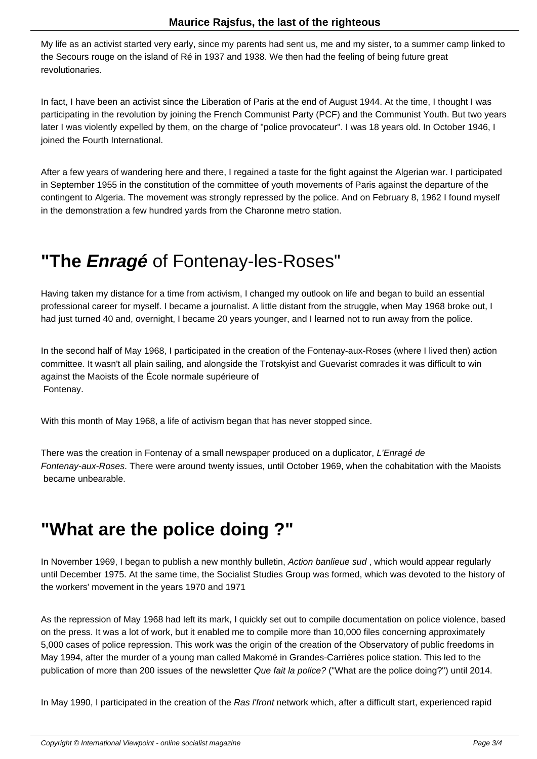My life as an activist started very early, since my parents had sent us, me and my sister, to a summer camp linked to the Secours rouge on the island of Ré in 1937 and 1938. We then had the feeling of being future great revolutionaries.

In fact, I have been an activist since the Liberation of Paris at the end of August 1944. At the time, I thought I was participating in the revolution by joining the French Communist Party (PCF) and the Communist Youth. But two years later I was violently expelled by them, on the charge of "police provocateur". I was 18 years old. In October 1946, I joined the Fourth International.

After a few years of wandering here and there, I regained a taste for the fight against the Algerian war. I participated in September 1955 in the constitution of the committee of youth movements of Paris against the departure of the contingent to Algeria. The movement was strongly repressed by the police. And on February 8, 1962 I found myself in the demonstration a few hundred yards from the Charonne metro station.

## "The ***Enragé*** of Fontenay-les-Roses"

Having taken my distance for a time from activism, I changed my outlook on life and began to build an essential professional career for myself. I became a journalist. A little distant from the struggle, when May 1968 broke out, I had just turned 40 and, overnight, I became 20 years younger, and I learned not to run away from the police.

In the second half of May 1968, I participated in the creation of the Fontenay-aux-Roses (where I lived then) action committee. It wasn't all plain sailing, and alongside the Trotskyist and Guevarist comrades it was difficult to win against the Maoists of the École normale supérieure of Fontenay.

With this month of May 1968, a life of activism began that has never stopped since.

There was the creation in Fontenay of a small newspaper produced on a duplicator, *L'Enragé de Fontenay-aux-Roses*. There were around twenty issues, until October 1969, when the cohabitation with the Maoists became unbearable.

## "What are the police doing ?"

In November 1969, I began to publish a new monthly bulletin, *Action banlieue sud* , which would appear regularly until December 1975. At the same time, the Socialist Studies Group was formed, which was devoted to the history of the workers' movement in the years 1970 and 1971

As the repression of May 1968 had left its mark, I quickly set out to compile documentation on police violence, based on the press. It was a lot of work, but it enabled me to compile more than 10,000 files concerning approximately 5,000 cases of police repression. This work was the origin of the creation of the Observatory of public freedoms in May 1994, after the murder of a young man called Makomé in Grandes-Carrières police station. This led to the publication of more than 200 issues of the newsletter *Que fait la police?* ("What are the police doing?") until 2014.

In May 1990, I participated in the creation of the *Ras l'front* network which, after a difficult start, experienced rapid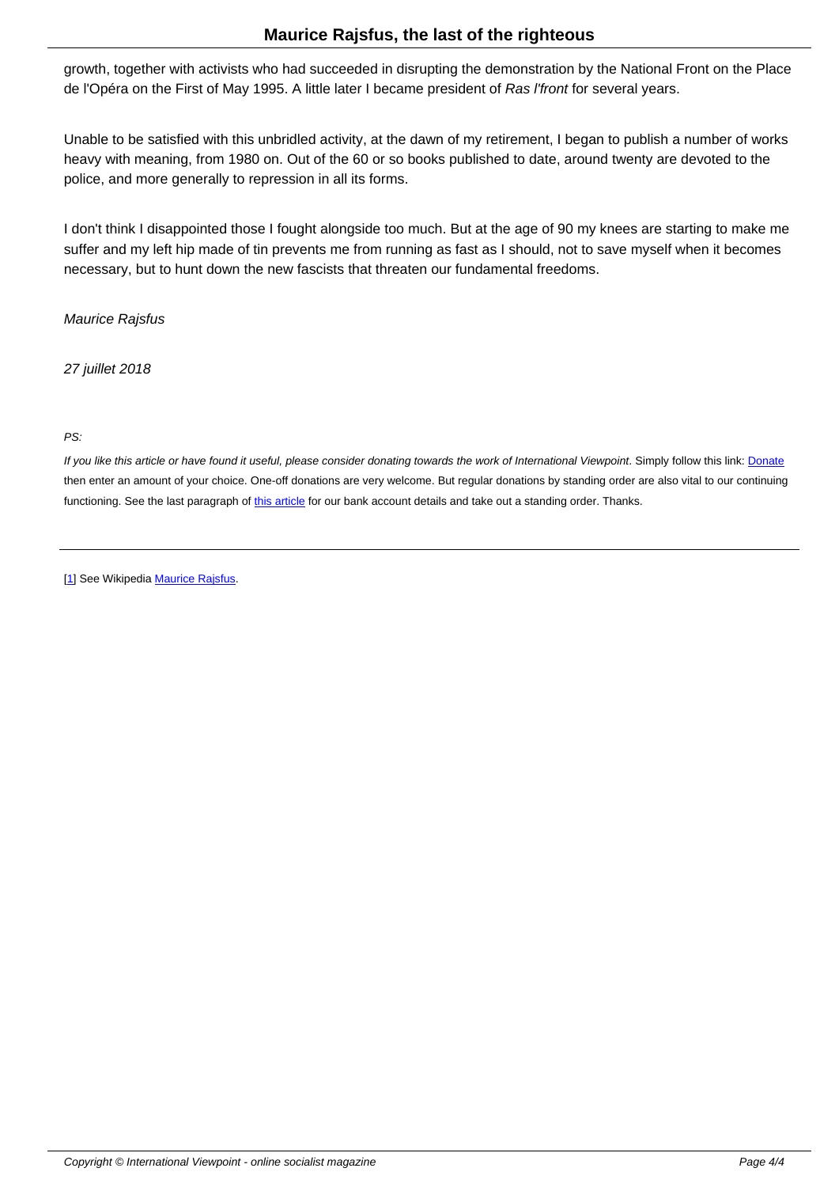growth, together with activists who had succeeded in disrupting the demonstration by the National Front on the Place de l'Opéra on the First of May 1995. A little later I became president of *Ras l'front* for several years.

Unable to be satisfied with this unbridled activity, at the dawn of my retirement, I began to publish a number of works heavy with meaning, from 1980 on. Out of the 60 or so books published to date, around twenty are devoted to the police, and more generally to repression in all its forms.

I don't think I disappointed those I fought alongside too much. But at the age of 90 my knees are starting to make me suffer and my left hip made of tin prevents me from running as fast as I should, not to save myself when it becomes necessary, but to hunt down the new fascists that threaten our fundamental freedoms.

*Maurice Rajsfus*

*27 juillet 2018*

*PS:*

*If you like this article or have found it useful, please consider donating towards the work of International Viewpoint.* Simply follow this link: Donate then enter an amount of your choice. One-off donations are very welcome. But regular donations by standing order are also vital to our continuing functioning. See the last paragraph of this article for our bank account details and take out a standing order. Thanks.

---

[1] See Wikipedia Maurice Rajsfus.